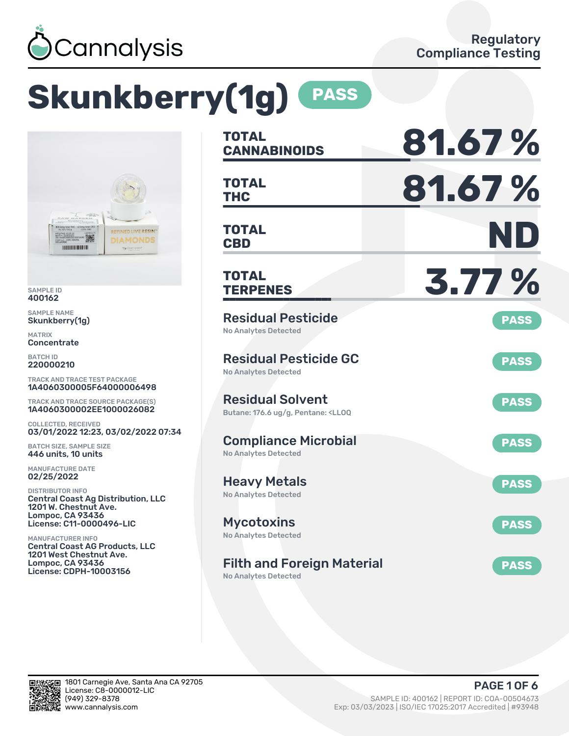Cannalysis

Regulatory Compliance Testing

# Skunkberry(1g) PASS

SAMPLE ID
400162

SAMPLE NAME
Skunkberry(1g)

MATRIX
Concentrate

BATCH ID
220000210

TRACK AND TRACE TEST PACKAGE
1A4060300005F64000006498

TRACK AND TRACE SOURCE PACKAGE(S)
1A4060300002EE1000026082

COLLECTED, RECEIVED
03/01/2022 12:23, 03/02/2022 07:34

BATCH SIZE, SAMPLE SIZE
446 units, 10 units

MANUFACTURE DATE
02/25/2022

DISTRIBUTOR INFO
Central Coast Ag Distribution, LLC
1201 W. Chestnut Ave.
Lompoc, CA 93436
License: C11-0000496-LIC

MANUFACTURER INFO
Central Coast AG Products, LLC
1201 West Chestnut Ave.
Lompoc, CA 93436
License: CDPH-10003156

| | |
|---|---|
| **TOTAL CANNABINOIDS** | **81.67 %** |
| **TOTAL THC** | **81.67 %** |
| **TOTAL CBD** | **ND** |
| **TOTAL TERPENES** | **3.77 %** |

| Test | Result |
|---|---|
| **Residual Pesticide** – No Analytes Detected | PASS |
| **Residual Pesticide GC** – No Analytes Detected | PASS |
| **Residual Solvent** – Butane: 176.6 ug/g, Pentane: <LLOQ | PASS |
| **Compliance Microbial** – No Analytes Detected | PASS |
| **Heavy Metals** – No Analytes Detected | PASS |
| **Mycotoxins** – No Analytes Detected | PASS |
| **Filth and Foreign Material** – No Analytes Detected | PASS |

1801 Carnegie Ave, Santa Ana CA 92705
License: C8-0000012-LIC
(949) 329-8378
www.cannalysis.com

SAMPLE ID: 400162 | REPORT ID: COA-00504673
Exp: 03/03/2023 | ISO/IEC 17025:2017 Accredited | #93948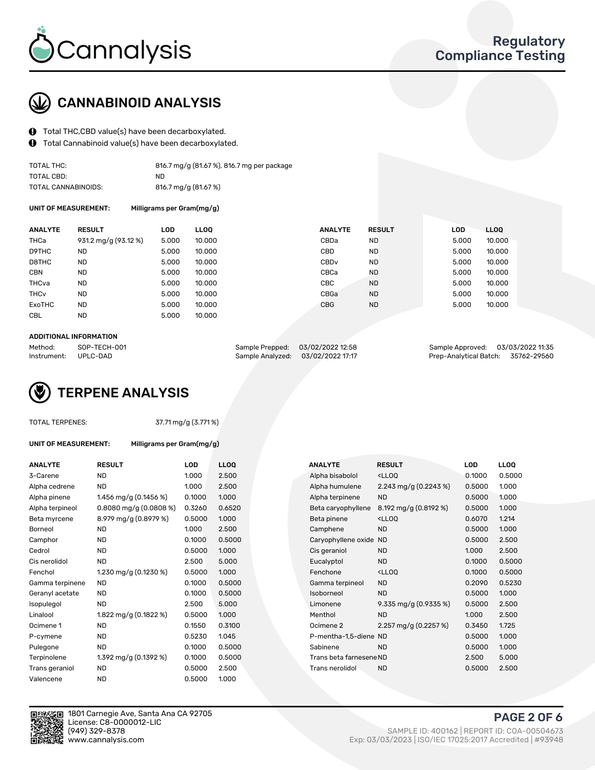# CANNABINOID ANALYSIS

- Total THC,CBD value(s) have been decarboxylated.
- Total Cannabinoid value(s) have been decarboxylated.

| | |
|---|---|
| TOTAL THC: | 816.7 mg/g (81.67 %), 816.7 mg per package |
| TOTAL CBD: | ND |
| TOTAL CANNABINOIDS: | 816.7 mg/g (81.67 %) |

**UNIT OF MEASUREMENT:** Milligrams per Gram(mg/g)

| ANALYTE | RESULT | LOD | LLOQ | ANALYTE | RESULT | LOD | LLOQ |
|---|---|---|---|---|---|---|---|
| THCa | 931.2 mg/g (93.12 %) | 5.000 | 10.000 | CBDa | ND | 5.000 | 10.000 |
| D9THC | ND | 5.000 | 10.000 | CBD | ND | 5.000 | 10.000 |
| D8THC | ND | 5.000 | 10.000 | CBDv | ND | 5.000 | 10.000 |
| CBN | ND | 5.000 | 10.000 | CBCa | ND | 5.000 | 10.000 |
| THCva | ND | 5.000 | 10.000 | CBC | ND | 5.000 | 10.000 |
| THCv | ND | 5.000 | 10.000 | CBGa | ND | 5.000 | 10.000 |
| ExoTHC | ND | 5.000 | 10.000 | CBG | ND | 5.000 | 10.000 |
| CBL | ND | 5.000 | 10.000 | | | | |

**ADDITIONAL INFORMATION**

| | | | | | |
|---|---|---|---|---|---|
| Method: | SOP-TECH-001 | Sample Prepped: | 03/02/2022 12:58 | Sample Approved: | 03/03/2022 11:35 |
| Instrument: | UPLC-DAD | Sample Analyzed: | 03/02/2022 17:17 | Prep-Analytical Batch: | 35762-29560 |

# TERPENE ANALYSIS

TOTAL TERPENES: 37.71 mg/g (3.771 %)

**UNIT OF MEASUREMENT:** Milligrams per Gram(mg/g)

| ANALYTE | RESULT | LOD | LLOQ | ANALYTE | RESULT | LOD | LLOQ |
|---|---|---|---|---|---|---|---|
| 3-Carene | ND | 1.000 | 2.500 | Alpha bisabolol | <LLOQ | 0.1000 | 0.5000 |
| Alpha cedrene | ND | 1.000 | 2.500 | Alpha humulene | 2.243 mg/g (0.2243 %) | 0.5000 | 1.000 |
| Alpha pinene | 1.456 mg/g (0.1456 %) | 0.1000 | 1.000 | Alpha terpinene | ND | 0.5000 | 1.000 |
| Alpha terpineol | 0.8080 mg/g (0.0808 %) | 0.3260 | 0.6520 | Beta caryophyllene | 8.192 mg/g (0.8192 %) | 0.5000 | 1.000 |
| Beta myrcene | 8.979 mg/g (0.8979 %) | 0.5000 | 1.000 | Beta pinene | <LLOQ | 0.6070 | 1.214 |
| Borneol | ND | 1.000 | 2.500 | Camphene | ND | 0.5000 | 1.000 |
| Camphor | ND | 0.1000 | 0.5000 | Caryophyllene oxide | ND | 0.5000 | 2.500 |
| Cedrol | ND | 0.5000 | 1.000 | Cis geraniol | ND | 1.000 | 2.500 |
| Cis nerolidol | ND | 2.500 | 5.000 | Eucalyptol | ND | 0.1000 | 0.5000 |
| Fenchol | 1.230 mg/g (0.1230 %) | 0.5000 | 1.000 | Fenchone | <LLOQ | 0.1000 | 0.5000 |
| Gamma terpinene | ND | 0.1000 | 0.5000 | Gamma terpineol | ND | 0.2090 | 0.5230 |
| Geranyl acetate | ND | 0.1000 | 0.5000 | Isoborneol | ND | 0.5000 | 1.000 |
| Isopulegol | ND | 2.500 | 5.000 | Limonene | 9.335 mg/g (0.9335 %) | 0.5000 | 2.500 |
| Linalool | 1.822 mg/g (0.1822 %) | 0.5000 | 1.000 | Menthol | ND | 1.000 | 2.500 |
| Ocimene 1 | ND | 0.1550 | 0.3100 | Ocimene 2 | 2.257 mg/g (0.2257 %) | 0.3450 | 1.725 |
| P-cymene | ND | 0.5230 | 1.045 | P-mentha-1,5-diene | ND | 0.5000 | 1.000 |
| Pulegone | ND | 0.1000 | 0.5000 | Sabinene | ND | 0.5000 | 1.000 |
| Terpinolene | 1.392 mg/g (0.1392 %) | 0.1000 | 0.5000 | Trans beta farnesene | ND | 2.500 | 5.000 |
| Trans geraniol | ND | 0.5000 | 2.500 | Trans nerolidol | ND | 0.5000 | 2.500 |
| Valencene | ND | 0.5000 | 1.000 | | | | |

1801 Carnegie Ave, Santa Ana CA 92705
License: C8-0000012-LIC
(949) 329-8378
www.cannalysis.com

SAMPLE ID: 400162 | REPORT ID: COA-00504673
Exp: 03/03/2023 | ISO/IEC 17025:2017 Accredited | #93948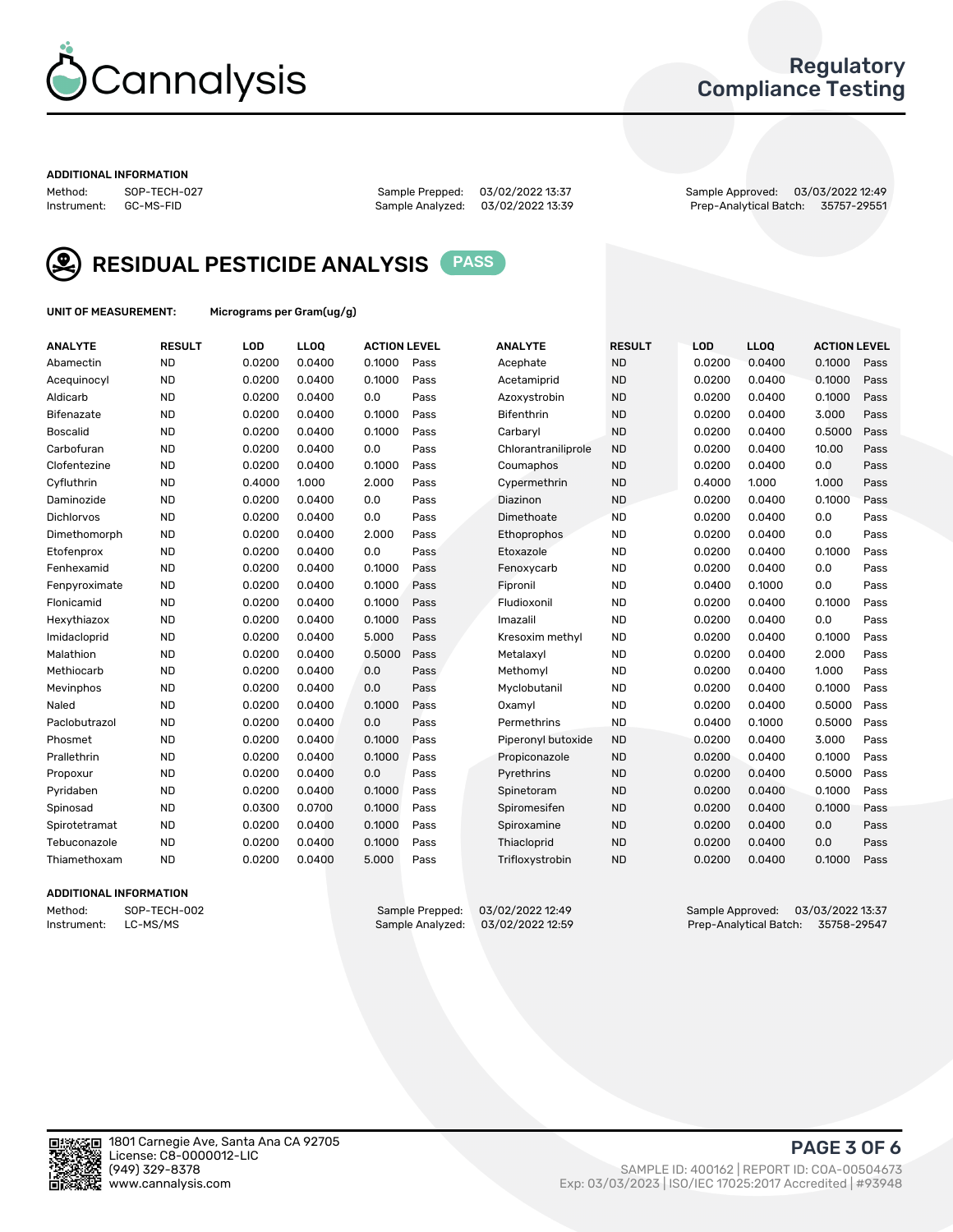Cannalysis

Regulatory Compliance Testing

**ADDITIONAL INFORMATION**

Method: SOP-TECH-027 | Sample Prepped: 03/02/2022 13:37 | Sample Approved: 03/03/2022 12:49
Instrument: GC-MS-FID | Sample Analyzed: 03/02/2022 13:39 | Prep-Analytical Batch: 35757-29551

## RESIDUAL PESTICIDE ANALYSIS — PASS

**UNIT OF MEASUREMENT:** Micrograms per Gram(ug/g)

| ANALYTE | RESULT | LOD | LLOQ | ACTION LEVEL | | ANALYTE | RESULT | LOD | LLOQ | ACTION LEVEL | |
|---|---|---|---|---|---|---|---|---|---|---|---|
| Abamectin | ND | 0.0200 | 0.0400 | 0.1000 | Pass | Acephate | ND | 0.0200 | 0.0400 | 0.1000 | Pass |
| Acequinocyl | ND | 0.0200 | 0.0400 | 0.1000 | Pass | Acetamiprid | ND | 0.0200 | 0.0400 | 0.1000 | Pass |
| Aldicarb | ND | 0.0200 | 0.0400 | 0.0 | Pass | Azoxystrobin | ND | 0.0200 | 0.0400 | 0.1000 | Pass |
| Bifenazate | ND | 0.0200 | 0.0400 | 0.1000 | Pass | Bifenthrin | ND | 0.0200 | 0.0400 | 3.000 | Pass |
| Boscalid | ND | 0.0200 | 0.0400 | 0.1000 | Pass | Carbaryl | ND | 0.0200 | 0.0400 | 0.5000 | Pass |
| Carbofuran | ND | 0.0200 | 0.0400 | 0.0 | Pass | Chlorantraniliprole | ND | 0.0200 | 0.0400 | 10.00 | Pass |
| Clofentezine | ND | 0.0200 | 0.0400 | 0.1000 | Pass | Coumaphos | ND | 0.0200 | 0.0400 | 0.0 | Pass |
| Cyfluthrin | ND | 0.4000 | 1.000 | 2.000 | Pass | Cypermethrin | ND | 0.4000 | 1.000 | 1.000 | Pass |
| Daminozide | ND | 0.0200 | 0.0400 | 0.0 | Pass | Diazinon | ND | 0.0200 | 0.0400 | 0.1000 | Pass |
| Dichlorvos | ND | 0.0200 | 0.0400 | 0.0 | Pass | Dimethoate | ND | 0.0200 | 0.0400 | 0.0 | Pass |
| Dimethomorph | ND | 0.0200 | 0.0400 | 2.000 | Pass | Ethoprophos | ND | 0.0200 | 0.0400 | 0.0 | Pass |
| Etofenprox | ND | 0.0200 | 0.0400 | 0.0 | Pass | Etoxazole | ND | 0.0200 | 0.0400 | 0.1000 | Pass |
| Fenhexamid | ND | 0.0200 | 0.0400 | 0.1000 | Pass | Fenoxycarb | ND | 0.0200 | 0.0400 | 0.0 | Pass |
| Fenpyroximate | ND | 0.0200 | 0.0400 | 0.1000 | Pass | Fipronil | ND | 0.0400 | 0.1000 | 0.0 | Pass |
| Flonicamid | ND | 0.0200 | 0.0400 | 0.1000 | Pass | Fludioxonil | ND | 0.0200 | 0.0400 | 0.1000 | Pass |
| Hexythiazox | ND | 0.0200 | 0.0400 | 0.1000 | Pass | Imazalil | ND | 0.0200 | 0.0400 | 0.0 | Pass |
| Imidacloprid | ND | 0.0200 | 0.0400 | 5.000 | Pass | Kresoxim methyl | ND | 0.0200 | 0.0400 | 0.1000 | Pass |
| Malathion | ND | 0.0200 | 0.0400 | 0.5000 | Pass | Metalaxyl | ND | 0.0200 | 0.0400 | 2.000 | Pass |
| Methiocarb | ND | 0.0200 | 0.0400 | 0.0 | Pass | Methomyl | ND | 0.0200 | 0.0400 | 1.000 | Pass |
| Mevinphos | ND | 0.0200 | 0.0400 | 0.0 | Pass | Myclobutanil | ND | 0.0200 | 0.0400 | 0.1000 | Pass |
| Naled | ND | 0.0200 | 0.0400 | 0.1000 | Pass | Oxamyl | ND | 0.0200 | 0.0400 | 0.5000 | Pass |
| Paclobutrazol | ND | 0.0200 | 0.0400 | 0.0 | Pass | Permethrins | ND | 0.0400 | 0.1000 | 0.5000 | Pass |
| Phosmet | ND | 0.0200 | 0.0400 | 0.1000 | Pass | Piperonyl butoxide | ND | 0.0200 | 0.0400 | 3.000 | Pass |
| Prallethrin | ND | 0.0200 | 0.0400 | 0.1000 | Pass | Propiconazole | ND | 0.0200 | 0.0400 | 0.1000 | Pass |
| Propoxur | ND | 0.0200 | 0.0400 | 0.0 | Pass | Pyrethrins | ND | 0.0200 | 0.0400 | 0.5000 | Pass |
| Pyridaben | ND | 0.0200 | 0.0400 | 0.1000 | Pass | Spinetoram | ND | 0.0200 | 0.0400 | 0.1000 | Pass |
| Spinosad | ND | 0.0300 | 0.0700 | 0.1000 | Pass | Spiromesifen | ND | 0.0200 | 0.0400 | 0.1000 | Pass |
| Spirotetramat | ND | 0.0200 | 0.0400 | 0.1000 | Pass | Spiroxamine | ND | 0.0200 | 0.0400 | 0.0 | Pass |
| Tebuconazole | ND | 0.0200 | 0.0400 | 0.1000 | Pass | Thiacloprid | ND | 0.0200 | 0.0400 | 0.0 | Pass |
| Thiamethoxam | ND | 0.0200 | 0.0400 | 5.000 | Pass | Trifloxystrobin | ND | 0.0200 | 0.0400 | 0.1000 | Pass |

**ADDITIONAL INFORMATION**

Method: SOP-TECH-002 | Sample Prepped: 03/02/2022 12:49 | Sample Approved: 03/03/2022 13:37
Instrument: LC-MS/MS | Sample Analyzed: 03/02/2022 12:59 | Prep-Analytical Batch: 35758-29547

1801 Carnegie Ave, Santa Ana CA 92705
License: C8-0000012-LIC
(949) 329-8378
www.cannalysis.com

SAMPLE ID: 400162 | REPORT ID: COA-00504673
Exp: 03/03/2023 | ISO/IEC 17025:2017 Accredited | #93948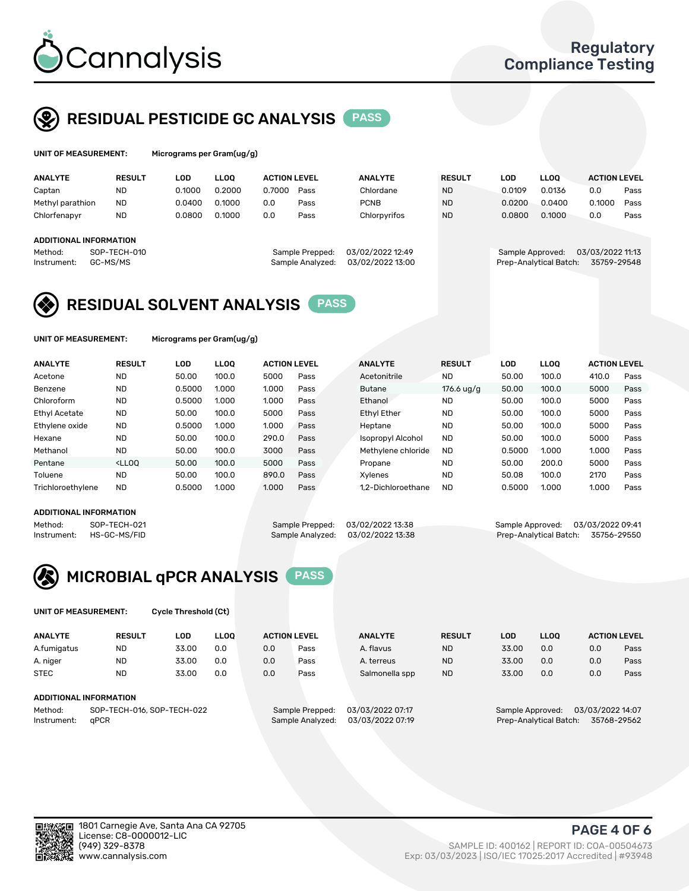# Cannalysis

Regulatory Compliance Testing

## RESIDUAL PESTICIDE GC ANALYSIS PASS

**UNIT OF MEASUREMENT:** Micrograms per Gram(ug/g)

| ANALYTE | RESULT | LOD | LLOQ | ACTION LEVEL | | ANALYTE | RESULT | LOD | LLOQ | ACTION LEVEL | |
|---|---|---|---|---|---|---|---|---|---|---|---|
| Captan | ND | 0.1000 | 0.2000 | 0.7000 | Pass | Chlordane | ND | 0.0109 | 0.0136 | 0.0 | Pass |
| Methyl parathion | ND | 0.0400 | 0.1000 | 0.0 | Pass | PCNB | ND | 0.0200 | 0.0400 | 0.1000 | Pass |
| Chlorfenapyr | ND | 0.0800 | 0.1000 | 0.0 | Pass | Chlorpyrifos | ND | 0.0800 | 0.1000 | 0.0 | Pass |

**ADDITIONAL INFORMATION**

Method: SOP-TECH-010
Instrument: GC-MS/MS
Sample Prepped: 03/02/2022 12:49
Sample Analyzed: 03/02/2022 13:00
Sample Approved: 03/03/2022 11:13
Prep-Analytical Batch: 35759-29548

## RESIDUAL SOLVENT ANALYSIS PASS

**UNIT OF MEASUREMENT:** Micrograms per Gram(ug/g)

| ANALYTE | RESULT | LOD | LLOQ | ACTION LEVEL | | ANALYTE | RESULT | LOD | LLOQ | ACTION LEVEL | |
|---|---|---|---|---|---|---|---|---|---|---|---|
| Acetone | ND | 50.00 | 100.0 | 5000 | Pass | Acetonitrile | ND | 50.00 | 100.0 | 410.0 | Pass |
| Benzene | ND | 0.5000 | 1.000 | 1.000 | Pass | Butane | 176.6 ug/g | 50.00 | 100.0 | 5000 | Pass |
| Chloroform | ND | 0.5000 | 1.000 | 1.000 | Pass | Ethanol | ND | 50.00 | 100.0 | 5000 | Pass |
| Ethyl Acetate | ND | 50.00 | 100.0 | 5000 | Pass | Ethyl Ether | ND | 50.00 | 100.0 | 5000 | Pass |
| Ethylene oxide | ND | 0.5000 | 1.000 | 1.000 | Pass | Heptane | ND | 50.00 | 100.0 | 5000 | Pass |
| Hexane | ND | 50.00 | 100.0 | 290.0 | Pass | Isopropyl Alcohol | ND | 50.00 | 100.0 | 5000 | Pass |
| Methanol | ND | 50.00 | 100.0 | 3000 | Pass | Methylene chloride | ND | 0.5000 | 1.000 | 1.000 | Pass |
| Pentane | <LLOQ | 50.00 | 100.0 | 5000 | Pass | Propane | ND | 50.00 | 200.0 | 5000 | Pass |
| Toluene | ND | 50.00 | 100.0 | 890.0 | Pass | Xylenes | ND | 50.08 | 100.0 | 2170 | Pass |
| Trichloroethylene | ND | 0.5000 | 1.000 | 1.000 | Pass | 1,2-Dichloroethane | ND | 0.5000 | 1.000 | 1.000 | Pass |

**ADDITIONAL INFORMATION**

Method: SOP-TECH-021
Instrument: HS-GC-MS/FID
Sample Prepped: 03/02/2022 13:38
Sample Analyzed: 03/02/2022 13:38
Sample Approved: 03/03/2022 09:41
Prep-Analytical Batch: 35756-29550

## MICROBIAL qPCR ANALYSIS PASS

**UNIT OF MEASUREMENT:** Cycle Threshold (Ct)

| ANALYTE | RESULT | LOD | LLOQ | ACTION LEVEL | | ANALYTE | RESULT | LOD | LLOQ | ACTION LEVEL | |
|---|---|---|---|---|---|---|---|---|---|---|---|
| A.fumigatus | ND | 33.00 | 0.0 | 0.0 | Pass | A. flavus | ND | 33.00 | 0.0 | 0.0 | Pass |
| A. niger | ND | 33.00 | 0.0 | 0.0 | Pass | A. terreus | ND | 33.00 | 0.0 | 0.0 | Pass |
| STEC | ND | 33.00 | 0.0 | 0.0 | Pass | Salmonella spp | ND | 33.00 | 0.0 | 0.0 | Pass |

**ADDITIONAL INFORMATION**

Method: SOP-TECH-016, SOP-TECH-022
Instrument: qPCR
Sample Prepped: 03/03/2022 07:17
Sample Analyzed: 03/03/2022 07:19
Sample Approved: 03/03/2022 14:07
Prep-Analytical Batch: 35768-29562

1801 Carnegie Ave, Santa Ana CA 92705
License: C8-0000012-LIC
(949) 329-8378
www.cannalysis.com

SAMPLE ID: 400162 | REPORT ID: COA-00504673
Exp: 03/03/2023 | ISO/IEC 17025:2017 Accredited | #93948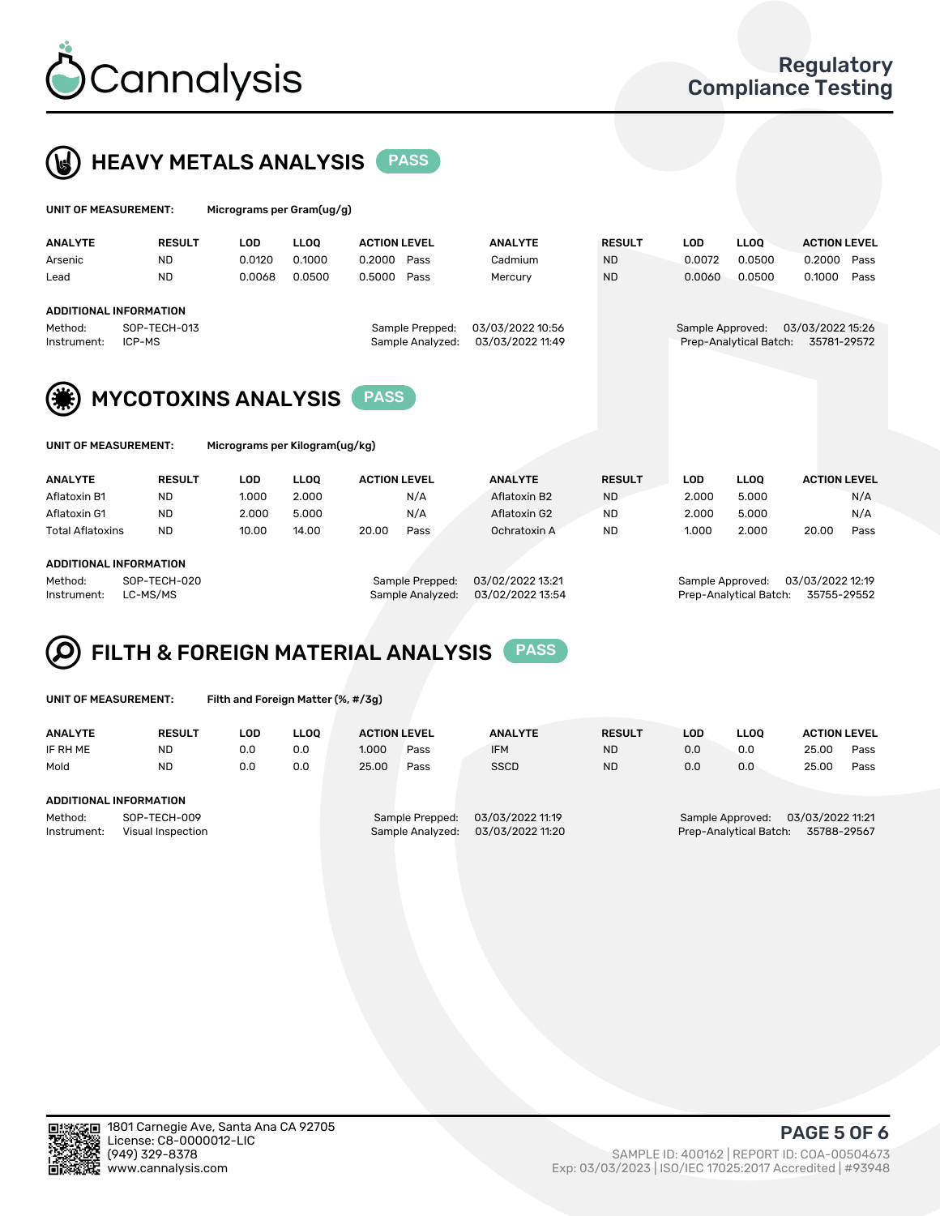# HEAVY METALS ANALYSIS PASS

**UNIT OF MEASUREMENT:** Micrograms per Gram(ug/g)

| ANALYTE | RESULT | LOD | LLOQ | ACTION LEVEL | | ANALYTE | RESULT | LOD | LLOQ | ACTION LEVEL | |
|---|---|---|---|---|---|---|---|---|---|---|---|
| Arsenic | ND | 0.0120 | 0.1000 | 0.2000 | Pass | Cadmium | ND | 0.0072 | 0.0500 | 0.2000 | Pass |
| Lead | ND | 0.0068 | 0.0500 | 0.5000 | Pass | Mercury | ND | 0.0060 | 0.0500 | 0.1000 | Pass |

**ADDITIONAL INFORMATION**

Method: SOP-TECH-013
Instrument: ICP-MS
Sample Prepped: 03/03/2022 10:56
Sample Analyzed: 03/03/2022 11:49
Sample Approved: 03/03/2022 15:26
Prep-Analytical Batch: 35781-29572

# MYCOTOXINS ANALYSIS PASS

**UNIT OF MEASUREMENT:** Micrograms per Kilogram(ug/kg)

| ANALYTE | RESULT | LOD | LLOQ | ACTION LEVEL | | ANALYTE | RESULT | LOD | LLOQ | ACTION LEVEL | |
|---|---|---|---|---|---|---|---|---|---|---|---|
| Aflatoxin B1 | ND | 1.000 | 2.000 | | N/A | Aflatoxin B2 | ND | 2.000 | 5.000 | | N/A |
| Aflatoxin G1 | ND | 2.000 | 5.000 | | N/A | Aflatoxin G2 | ND | 2.000 | 5.000 | | N/A |
| Total Aflatoxins | ND | 10.00 | 14.00 | 20.00 | Pass | Ochratoxin A | ND | 1.000 | 2.000 | 20.00 | Pass |

**ADDITIONAL INFORMATION**

Method: SOP-TECH-020
Instrument: LC-MS/MS
Sample Prepped: 03/02/2022 13:21
Sample Analyzed: 03/02/2022 13:54
Sample Approved: 03/03/2022 12:19
Prep-Analytical Batch: 35755-29552

# FILTH & FOREIGN MATERIAL ANALYSIS PASS

**UNIT OF MEASUREMENT:** Filth and Foreign Matter (%, #/3g)

| ANALYTE | RESULT | LOD | LLOQ | ACTION LEVEL | | ANALYTE | RESULT | LOD | LLOQ | ACTION LEVEL | |
|---|---|---|---|---|---|---|---|---|---|---|---|
| IF RH ME | ND | 0.0 | 0.0 | 1.000 | Pass | IFM | ND | 0.0 | 0.0 | 25.00 | Pass |
| Mold | ND | 0.0 | 0.0 | 25.00 | Pass | SSCD | ND | 0.0 | 0.0 | 25.00 | Pass |

**ADDITIONAL INFORMATION**

Method: SOP-TECH-009
Instrument: Visual Inspection
Sample Prepped: 03/03/2022 11:19
Sample Analyzed: 03/03/2022 11:20
Sample Approved: 03/03/2022 11:21
Prep-Analytical Batch: 35788-29567

1801 Carnegie Ave, Santa Ana CA 92705
License: C8-0000012-LIC
(949) 329-8378
www.cannalysis.com

SAMPLE ID: 400162 | REPORT ID: COA-00504673
Exp: 03/03/2023 | ISO/IEC 17025:2017 Accredited | #93948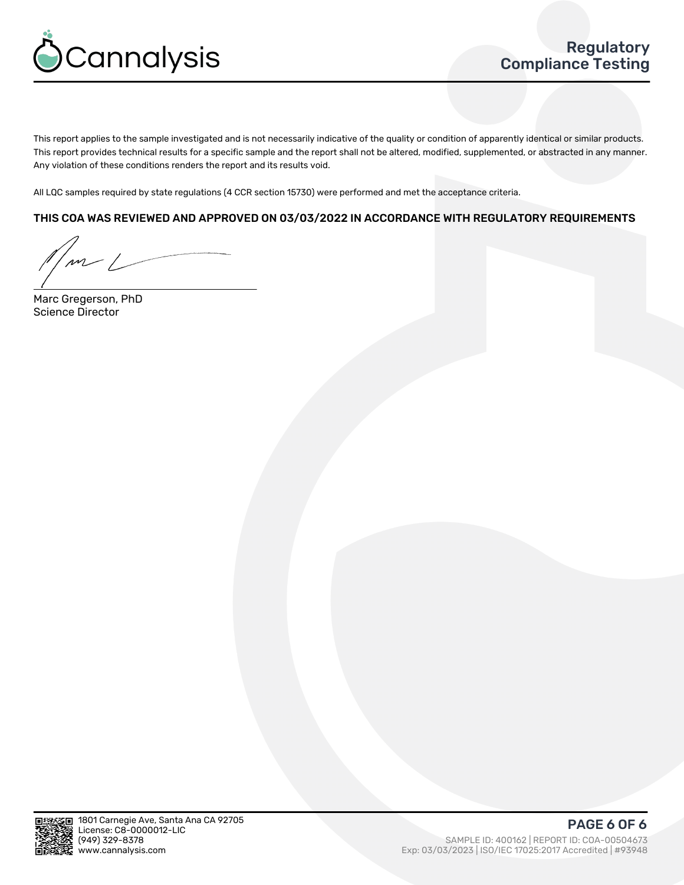This report applies to the sample investigated and is not necessarily indicative of the quality or condition of apparently identical or similar products. This report provides technical results for a specific sample and the report shall not be altered, modified, supplemented, or abstracted in any manner. Any violation of these conditions renders the report and its results void.

All LQC samples required by state regulations (4 CCR section 15730) were performed and met the acceptance criteria.

**THIS COA WAS REVIEWED AND APPROVED ON 03/03/2022 IN ACCORDANCE WITH REGULATORY REQUIREMENTS**

Marc Gregerson, PhD
Science Director

1801 Carnegie Ave, Santa Ana CA 92705
License: C8-0000012-LIC
(949) 329-8378
www.cannalysis.com

SAMPLE ID: 400162 | REPORT ID: COA-00504673
Exp: 03/03/2023 | ISO/IEC 17025:2017 Accredited | #93948